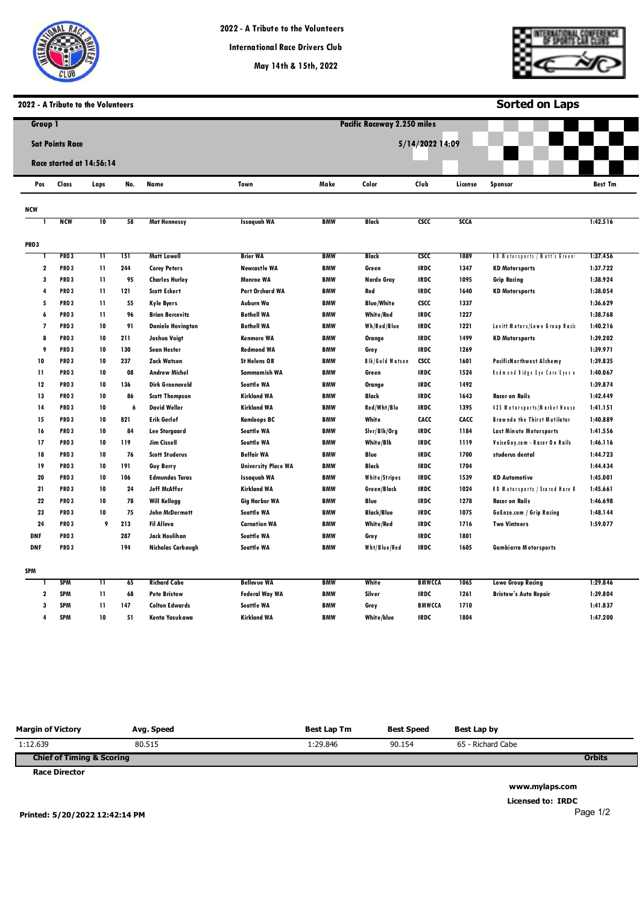# 2022 - A Tribute to the Volunteers

International Race Drivers Club

May 14th & 15th, 2022

## 2022 - A Tribute to the Volunteers

**Sorted on Laps**

**Group 1** — Pacific Raceway 2.250 miles

**Sat Points Race** — 5/14/2022 14:09

**Race started at 14:56:14**

| Pos | Class | Laps | No. | Name | Town | Make | Color | Club | License | Sponsor | Best Tm |
|---|---|---|---|---|---|---|---|---|---|---|---|
| **NCW** | | | | | | | | | | | |
| 1 | NCW | 10 | 58 | Mat Hennessy | Issaquah WA | BMW | Black | CSCC | SCCA | | 1:42.516 |
| **PRO3** | | | | | | | | | | | |
| 1 | PRO3 | 11 | 151 | Matt Lowell | Brier WA | BMW | Black | CSCC | 1089 | KD Motorsports / Matt's Green | 1:37.456 |
| 2 | PRO3 | 11 | 244 | Corey Peters | Newcastle WA | BMW | Green | IRDC | 1347 | KD Motorsports | 1:37.722 |
| 3 | PRO3 | 11 | 95 | Charles Hurley | Monroe WA | BMW | Nardo Gray | IRDC | 1095 | Grip Racing | 1:38.924 |
| 4 | PRO3 | 11 | 121 | Scott Eckert | Port Orchard WA | BMW | Red | IRDC | 1640 | KD Motorsports | 1:38.054 |
| 5 | PRO3 | 11 | 55 | Kyle Byers | Auburn Wa | BMW | Blue/White | CSCC | 1337 | | 1:36.629 |
| 6 | PRO3 | 11 | 96 | Brian Bercovitz | Bothell WA | BMW | White/Red | IRDC | 1227 | | 1:38.768 |
| 7 | PRO3 | 10 | 91 | Daniele Hovington | Bothell WA | BMW | Wh/Red/Blue | IRDC | 1221 | Lovitt Motors/Lowe Group Racin | 1:40.216 |
| 8 | PRO3 | 10 | 211 | Joshua Voigt | Kenmore WA | BMW | Orange | IRDC | 1499 | KD Motorsports | 1:39.202 |
| 9 | PRO3 | 10 | 130 | Sean Hester | Redmond WA | BMW | Grey | IRDC | 1269 | | 1:39.971 |
| 10 | PRO3 | 10 | 237 | Zack Watson | St Helens OR | BMW | Blk/Gold Watson | CSCC | 1601 | PacificNorthwest Alchemy | 1:39.835 |
| 11 | PRO3 | 10 | 08 | Andrew Michel | Sammamish WA | BMW | Green | IRDC | 1524 | Redmond Ridge Eye Care Eyes o | 1:40.067 |
| 12 | PRO3 | 10 | 136 | Dirk Groeneveld | Seattle WA | BMW | Orange | IRDC | 1492 | | 1:39.874 |
| 13 | PRO3 | 10 | 86 | Scott Thompson | Kirkland WA | BMW | Black | IRDC | 1643 | Racer on Rails | 1:42.449 |
| 14 | PRO3 | 10 | 6 | David Weller | Kirkland WA | BMW | Red/Wht/Blu | IRDC | 1395 | 425 Motorsports/Market House | 1:41.151 |
| 15 | PRO3 | 10 | 821 | Erik Gerlof | Kamloops BC | BMW | White | CACC | CACC | Brawndo the Thirst Mutilator | 1:40.889 |
| 16 | PRO3 | 10 | 84 | Lee Storgaard | Seattle WA | BMW | Slvr/Blk/Org | IRDC | 1184 | Last Minute Motorsports | 1:41.556 |
| 17 | PRO3 | 10 | 119 | Jim Cissell | Seattle WA | BMW | White/Blk | IRDC | 1119 | VoiceGuy.com - Racer On Rails | 1:46.116 |
| 18 | PRO3 | 10 | 76 | Scott Studerus | Belfair WA | BMW | Blue | IRDC | 1700 | studerus dental | 1:44.723 |
| 19 | PRO3 | 10 | 191 | Guy Berry | University Place WA | BMW | Black | IRDC | 1704 | | 1:44.434 |
| 20 | PRO3 | 10 | 106 | Edmundas Taras | Issaquah WA | BMW | White/Stripes | IRDC | 1539 | KD Automotive | 1:45.001 |
| 21 | PRO3 | 10 | 24 | Jeff McAffer | Kirkland WA | BMW | Green/Black | IRDC | 1024 | KD Motorsports / Scared Hare R | 1:45.661 |
| 22 | PRO3 | 10 | 78 | Will Kellogg | Gig Harbor WA | BMW | Blue | IRDC | 1278 | Racer on Rails | 1:46.698 |
| 23 | PRO3 | 10 | 75 | John McDermott | Seattle WA | BMW | Black/Blue | IRDC | 1075 | GoEnzo.com / Grip Racing | 1:48.144 |
| 24 | PRO3 | 9 | 213 | Fil Alleva | Carnation WA | BMW | White/Red | IRDC | 1716 | Two Vintners | 1:59.077 |
| DNF | PRO3 | | 287 | Jack Houlihan | Seattle WA | BMW | Grey | IRDC | 1801 | | |
| DNF | PRO3 | | 194 | Nicholas Carbaugh | Seattle WA | BMW | Wht/Blue/Red | IRDC | 1605 | Gambiarra Motorsports | |
| **SPM** | | | | | | | | | | | |
| 1 | SPM | 11 | 65 | Richard Cabe | Bellevue WA | BMW | White | BMWCCA | 1065 | Lowe Group Racing | 1:29.846 |
| 2 | SPM | 11 | 68 | Pete Bristow | Federal Way WA | BMW | Silver | IRDC | 1261 | Bristow's Auto Repair | 1:39.804 |
| 3 | SPM | 11 | 147 | Colton Edwards | Seattle WA | BMW | Grey | BMWCCA | 1710 | | 1:41.837 |
| 4 | SPM | 10 | 51 | Kenta Yasukawa | Kirkland WA | BMW | White/blue | IRDC | 1804 | | 1:47.200 |

| Margin of Victory | Avg. Speed | Best Lap Tm | Best Speed | Best Lap by |
|---|---|---|---|---|
| 1:12.639 | 80.515 | 1:29.846 | 90.154 | 65 - Richard Cabe |

**Chief of Timing & Scoring** — **Orbits**

**Race Director**

**www.mylaps.com**

**Licensed to: IRDC**

**Printed: 5/20/2022 12:42:14 PM**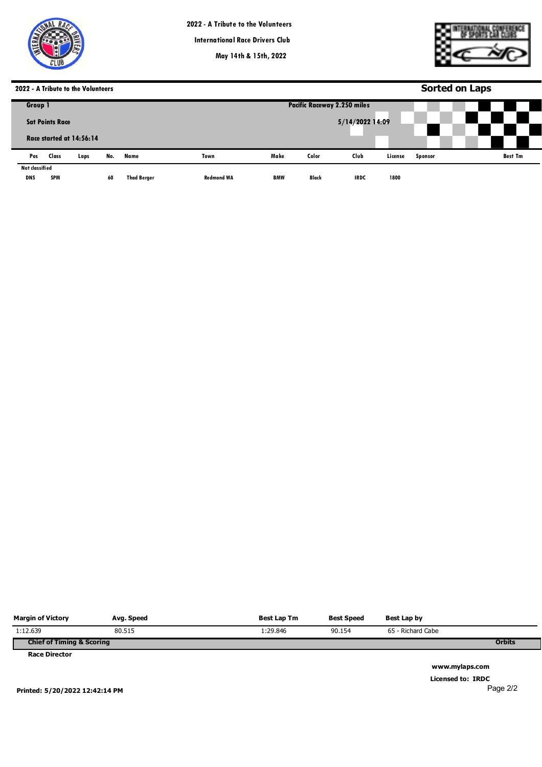# 2022 - A Tribute to the Volunteers

International Race Drivers Club

May 14th & 15th, 2022

## 2022 - A Tribute to the Volunteers

**Sorted on Laps**

**Group 1** — **Pacific Raceway 2.250 miles**

**Sat Points Race** — **5/14/2022 14:09**

**Race started at 14:56:14**

| Pos | Class | Laps | No. | Name | Town | Make | Color | Club | License | Sponsor | Best Tm |
|---|---|---|---|---|---|---|---|---|---|---|---|
| **Not classified** | | | | | | | | | | | |
| DNS | SPM | | 60 | Thad Berger | Redmond WA | BMW | Black | IRDC | 1800 | | |

| Margin of Victory | Avg. Speed | Best Lap Tm | Best Speed | Best Lap by |
|---|---|---|---|---|
| 1:12.639 | 80.515 | 1:29.846 | 90.154 | 65 - Richard Cabe |

**Chief of Timing & Scoring** — **Orbits**

**Race Director**

**www.mylaps.com**

**Licensed to: IRDC**

**Printed: 5/20/2022 12:42:14 PM**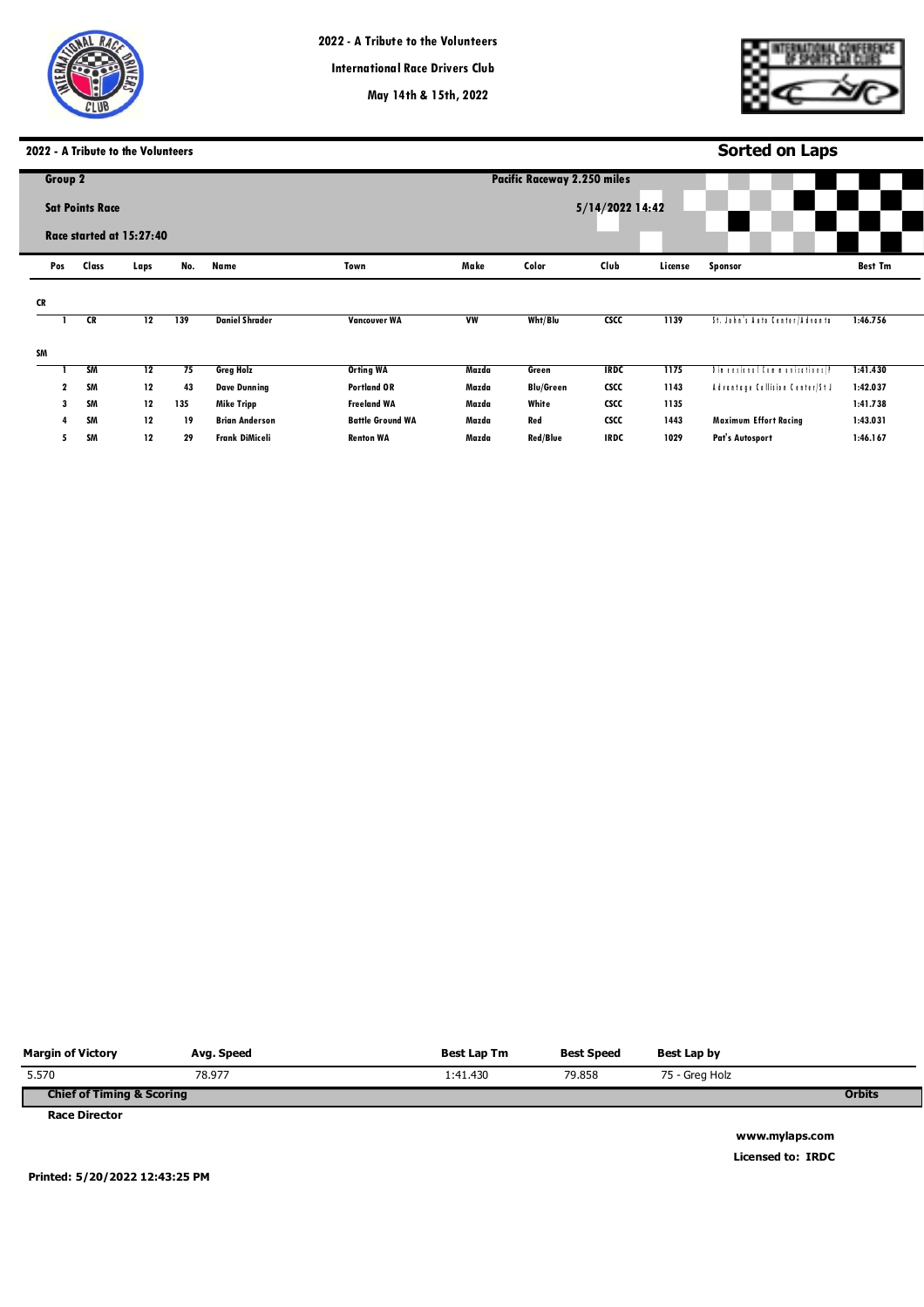# 2022 - A Tribute to the Volunteers

International Race Drivers Club

May 14th & 15th, 2022

## 2022 - A Tribute to the Volunteers

**Sorted on Laps**

**Group 2** — Pacific Raceway 2.250 miles

**Sat Points Race** — 5/14/2022 14:42

**Race started at 15:27:40**

| Pos | Class | Laps | No. | Name | Town | Make | Color | Club | License | Sponsor | Best Tm |
|---|---|---|---|---|---|---|---|---|---|---|---|
| **CR** | | | | | | | | | | | |
| 1 | CR | 12 | 139 | Daniel Shrader | Vancouver WA | VW | Wht/Blu | CSCC | 1139 | St. John's Auto Center/Advanta | 1:46.756 |
| **SM** | | | | | | | | | | | |
| 1 | SM | 12 | 75 | Greg Holz | Orting WA | Mazda | Green | IRDC | 1175 | Dimensional Communications/F | 1:41.430 |
| 2 | SM | 12 | 43 | Dave Dunning | Portland OR | Mazda | Blu/Green | CSCC | 1143 | Advantage Collision Center/St J | 1:42.037 |
| 3 | SM | 12 | 135 | Mike Tripp | Freeland WA | Mazda | White | CSCC | 1135 | | 1:41.738 |
| 4 | SM | 12 | 19 | Brian Anderson | Battle Ground WA | Mazda | Red | CSCC | 1443 | Maximum Effort Racing | 1:43.031 |
| 5 | SM | 12 | 29 | Frank DiMiceli | Renton WA | Mazda | Red/Blue | IRDC | 1029 | Pat's Autosport | 1:46.167 |

| Margin of Victory | Avg. Speed | Best Lap Tm | Best Speed | Best Lap by |
|---|---|---|---|---|
| 5.570 | 78.977 | 1:41.430 | 79.858 | 75 - Greg Holz |

**Chief of Timing & Scoring** — **Orbits**

**Race Director**

**www.mylaps.com**

**Licensed to: IRDC**

**Printed: 5/20/2022 12:43:25 PM**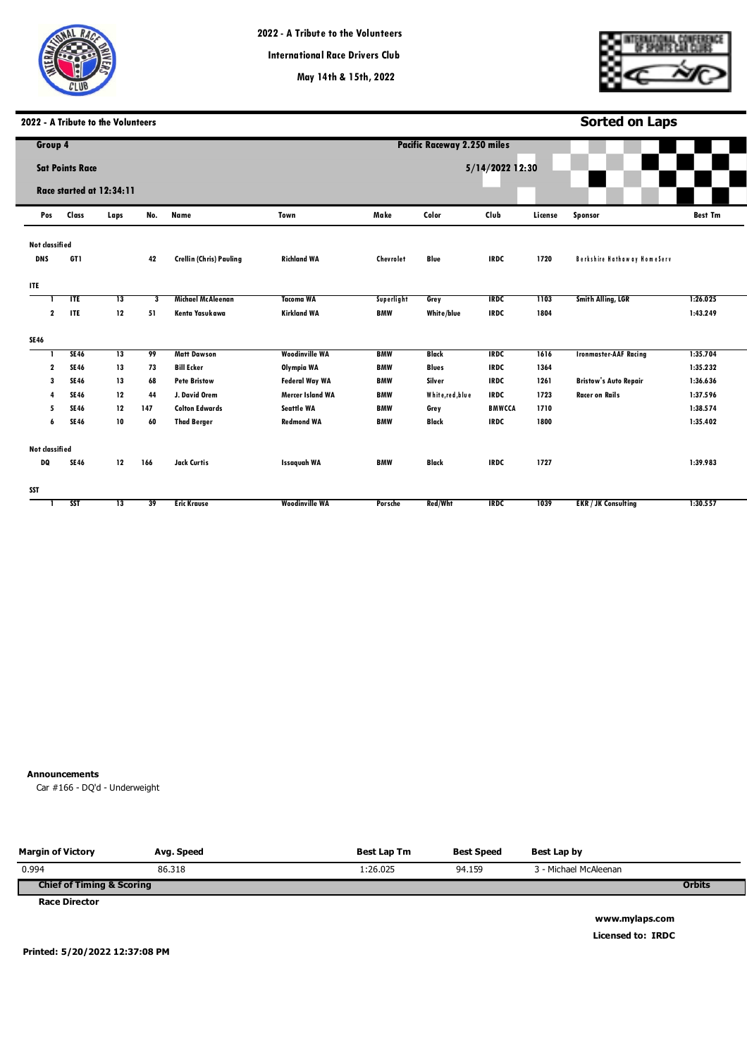# 2022 - A Tribute to the Volunteers

**International Race Drivers Club**

**May 14th & 15th, 2022**

**2022 - A Tribute to the Volunteers** — **Sorted on Laps**

**Group 4**

**Sat Points Race**

**Race started at 12:34:11**

**Pacific Raceway 2.250 miles**

**5/14/2022 12:30**

| Pos | Class | Laps | No. | Name | Town | Make | Color | Club | License | Sponsor | Best Tm |
|---|---|---|---|---|---|---|---|---|---|---|---|
| **Not classified** | | | | | | | | | | | |
| DNS | GT1 | | 42 | Crellin (Chris) Pauling | Richland WA | Chevrolet | Blue | IRDC | 1720 | Berkshire Hathaway HomeServ | |
| **ITE** | | | | | | | | | | | |
| 1 | ITE | 13 | 3 | Michael McAleenan | Tacoma WA | Superlight | Grey | IRDC | 1103 | Smith Alling, LGR | 1:26.025 |
| 2 | ITE | 12 | 51 | Kenta Yasukawa | Kirkland WA | BMW | White/blue | IRDC | 1804 | | 1:43.249 |
| **SE46** | | | | | | | | | | | |
| 1 | SE46 | 13 | 99 | Matt Dawson | Woodinville WA | BMW | Black | IRDC | 1616 | Ironmaster-AAF Racing | 1:35.704 |
| 2 | SE46 | 13 | 73 | Bill Ecker | Olympia WA | BMW | Blues | IRDC | 1364 | | 1:35.232 |
| 3 | SE46 | 13 | 68 | Pete Bristow | Federal Way WA | BMW | Silver | IRDC | 1261 | Bristow's Auto Repair | 1:36.636 |
| 4 | SE46 | 12 | 44 | J. David Orem | Mercer Island WA | BMW | White,red,blue | IRDC | 1723 | Racer on Rails | 1:37.596 |
| 5 | SE46 | 12 | 147 | Colton Edwards | Seattle WA | BMW | Grey | BMWCCA | 1710 | | 1:38.574 |
| 6 | SE46 | 10 | 60 | Thad Berger | Redmond WA | BMW | Black | IRDC | 1800 | | 1:35.402 |
| **Not classified** | | | | | | | | | | | |
| DQ | SE46 | 12 | 166 | Jack Curtis | Issaquah WA | BMW | Black | IRDC | 1727 | | 1:39.983 |
| **SST** | | | | | | | | | | | |
| 1 | SST | 13 | 39 | Eric Krause | Woodinville WA | Porsche | Red/Wht | IRDC | 1039 | EKR / JK Consulting | 1:30.557 |

**Announcements**

Car #166 - DQ'd - Underweight

| Margin of Victory | Avg. Speed | Best Lap Tm | Best Speed | Best Lap by |
|---|---|---|---|---|
| 0.994 | 86.318 | 1:26.025 | 94.159 | 3 - Michael McAleenan |

**Chief of Timing & Scoring** — **Orbits**

**Race Director**

**www.mylaps.com**

**Licensed to: IRDC**

**Printed: 5/20/2022 12:37:08 PM**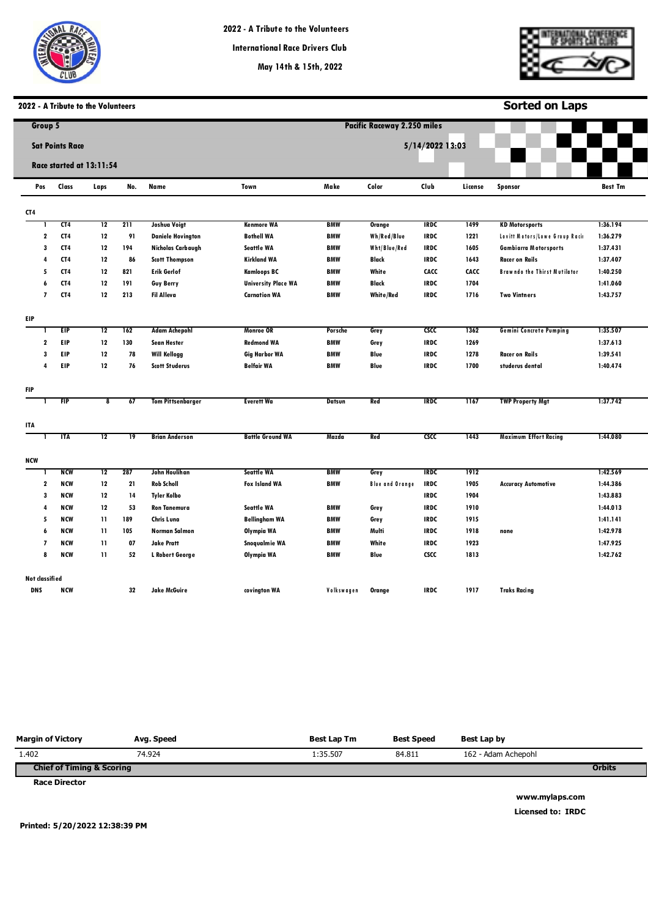# 2022 - A Tribute to the Volunteers

International Race Drivers Club

May 14th & 15th, 2022

## 2022 - A Tribute to the Volunteers

**Sorted on Laps**

**Group 5**

**Sat Points Race**

**Race started at 13:11:54**

**Pacific Raceway 2.250 miles**

**5/14/2022 13:03**

| Pos | Class | Laps | No. | Name | Town | Make | Color | Club | License | Sponsor | Best Tm |
|---|---|---|---|---|---|---|---|---|---|---|---|
| **CT4** | | | | | | | | | | | |
| 1 | CT4 | 12 | 211 | Joshua Voigt | Kenmore WA | BMW | Orange | IRDC | 1499 | KD Motorsports | 1:36.194 |
| 2 | CT4 | 12 | 91 | Daniele Hovington | Bothell WA | BMW | Wh/Red/Blue | IRDC | 1221 | Lovitt Motors/Lowe Group Racin | 1:36.279 |
| 3 | CT4 | 12 | 194 | Nicholas Carbaugh | Seattle WA | BMW | Wht/Blue/Red | IRDC | 1605 | Gambiarra Motorsports | 1:37.431 |
| 4 | CT4 | 12 | 86 | Scott Thompson | Kirkland WA | BMW | Black | IRDC | 1643 | Racer on Rails | 1:37.407 |
| 5 | CT4 | 12 | 821 | Erik Gerlof | Kamloops BC | BMW | White | CACC | CACC | Brawndo the Thirst Mutilator | 1:40.250 |
| 6 | CT4 | 12 | 191 | Guy Berry | University Place WA | BMW | Black | IRDC | 1704 | | 1:41.060 |
| 7 | CT4 | 12 | 213 | Fil Alleva | Carnation WA | BMW | White/Red | IRDC | 1716 | Two Vintners | 1:43.757 |
| **EIP** | | | | | | | | | | | |
| 1 | EIP | 12 | 162 | Adam Achepohl | Monroe OR | Porsche | Grey | CSCC | 1362 | Gemini Concrete Pumping | 1:35.507 |
| 2 | EIP | 12 | 130 | Sean Hester | Redmond WA | BMW | Grey | IRDC | 1269 | | 1:37.613 |
| 3 | EIP | 12 | 78 | Will Kellogg | Gig Harbor WA | BMW | Blue | IRDC | 1278 | Racer on Rails | 1:39.541 |
| 4 | EIP | 12 | 76 | Scott Studerus | Belfair WA | BMW | Blue | IRDC | 1700 | studerus dental | 1:40.474 |
| **FIP** | | | | | | | | | | | |
| 1 | FIP | 8 | 67 | Tom Pittsenbarger | Everett Wa | Datsun | Red | IRDC | 1167 | TWP Property Mgt | 1:37.742 |
| **ITA** | | | | | | | | | | | |
| 1 | ITA | 12 | 19 | Brian Anderson | Battle Ground WA | Mazda | Red | CSCC | 1443 | Maximum Effort Racing | 1:44.080 |
| **NCW** | | | | | | | | | | | |
| 1 | NCW | 12 | 287 | John Houlihan | Seattle WA | BMW | Grey | IRDC | 1912 | | 1:42.569 |
| 2 | NCW | 12 | 21 | Rob Scholl | Fox Island WA | BMW | Blue and Orange | IRDC | 1905 | Accuracy Automotive | 1:44.386 |
| 3 | NCW | 12 | 14 | Tyler Kolbo | | | | IRDC | 1904 | | 1:43.883 |
| 4 | NCW | 12 | 53 | Ron Tanemura | Seattle WA | BMW | Grey | IRDC | 1910 | | 1:44.013 |
| 5 | NCW | 11 | 189 | Chris Luna | Bellingham WA | BMW | Grey | IRDC | 1915 | | 1:41.141 |
| 6 | NCW | 11 | 105 | Norman Salmon | Olympia WA | BMW | Multi | IRDC | 1918 | none | 1:42.978 |
| 7 | NCW | 11 | 07 | Jake Pratt | Snoqualmie WA | BMW | White | IRDC | 1923 | | 1:47.925 |
| 8 | NCW | 11 | 52 | L Robert George | Olympia WA | BMW | Blue | CSCC | 1813 | | 1:42.762 |
| **Not classified** | | | | | | | | | | | |
| DNS | NCW | | 32 | Jake McGuire | covington WA | Volkswagen | Orange | IRDC | 1917 | Traks Racing | |

| Margin of Victory | Avg. Speed | Best Lap Tm | Best Speed | Best Lap by |
|---|---|---|---|---|
| 1.402 | 74.924 | 1:35.507 | 84.811 | 162 - Adam Achepohl |

**Chief of Timing & Scoring** — **Orbits**

**Race Director**

**www.mylaps.com**

**Licensed to: IRDC**

**Printed: 5/20/2022 12:38:39 PM**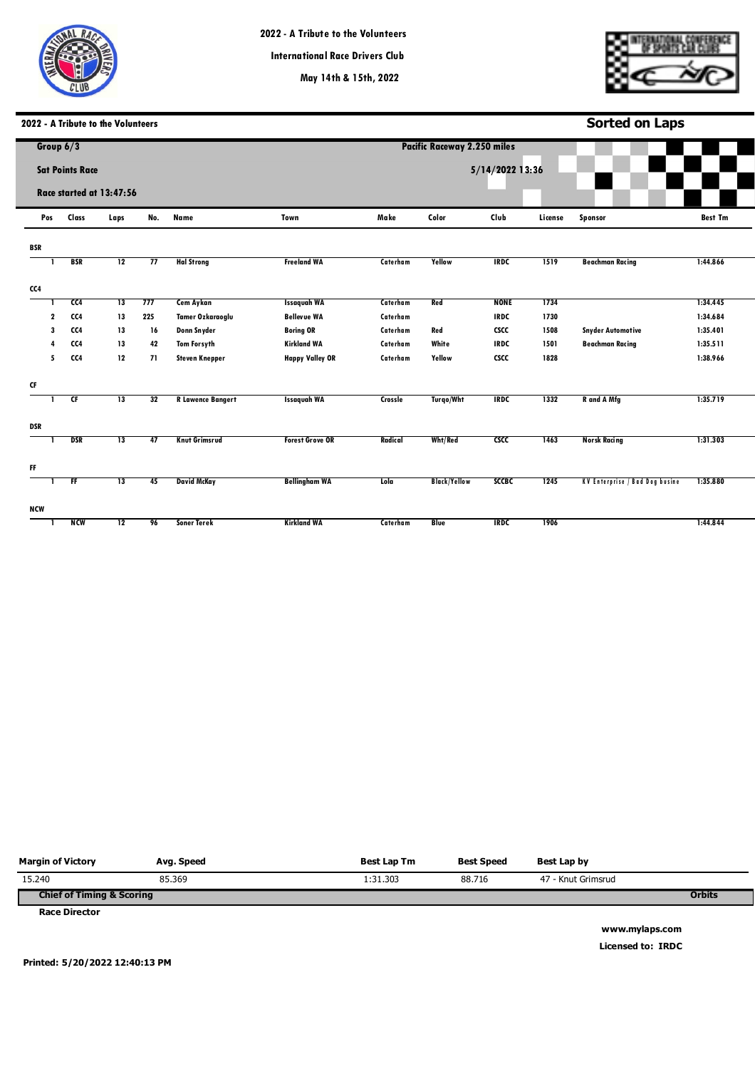# 2022 - A Tribute to the Volunteers

International Race Drivers Club

May 14th & 15th, 2022

## 2022 - A Tribute to the Volunteers

**Sorted on Laps**

**Group 6/3**

**Sat Points Race**

**Race started at 13:47:56**

**Pacific Raceway 2.250 miles**

**5/14/2022 13:36**

| Pos | Class | Laps | No. | Name | Town | Make | Color | Club | License | Sponsor | Best Tm |
|---|---|---|---|---|---|---|---|---|---|---|---|
| **BSR** | | | | | | | | | | | |
| 1 | BSR | 12 | 77 | Hal Strong | Freeland WA | Caterham | Yellow | IRDC | 1519 | Beachman Racing | 1:44.866 |
| **CC4** | | | | | | | | | | | |
| 1 | CC4 | 13 | 777 | Cem Aykan | Issaquah WA | Caterham | Red | NONE | 1734 | | 1:34.445 |
| 2 | CC4 | 13 | 225 | Tamer Ozkaraoglu | Bellevue WA | Caterham | | IRDC | 1730 | | 1:34.684 |
| 3 | CC4 | 13 | 16 | Donn Snyder | Boring OR | Caterham | Red | CSCC | 1508 | Snyder Automotive | 1:35.401 |
| 4 | CC4 | 13 | 42 | Tom Forsyth | Kirkland WA | Caterham | White | IRDC | 1501 | Beachman Racing | 1:35.511 |
| 5 | CC4 | 12 | 71 | Steven Knepper | Happy Valley OR | Caterham | Yellow | CSCC | 1828 | | 1:38.966 |
| **CF** | | | | | | | | | | | |
| 1 | CF | 13 | 32 | R Lawence Bangert | Issaquah WA | Crossle | Turqo/Wht | IRDC | 1332 | R and A Mfg | 1:35.719 |
| **DSR** | | | | | | | | | | | |
| 1 | DSR | 13 | 47 | Knut Grimsrud | Forest Grove OR | Radical | Wht/Red | CSCC | 1463 | Norsk Racing | 1:31.303 |
| **FF** | | | | | | | | | | | |
| 1 | FF | 13 | 45 | David McKay | Bellingham WA | Lola | Black/Yellow | SCCBC | 1245 | KV Enterprise / Bad Dog busine | 1:35.880 |
| **NCW** | | | | | | | | | | | |
| 1 | NCW | 12 | 96 | Soner Terek | Kirkland WA | Caterham | Blue | IRDC | 1906 | | 1:44.844 |

| Margin of Victory | Avg. Speed | Best Lap Tm | Best Speed | Best Lap by |
|---|---|---|---|---|
| 15.240 | 85.369 | 1:31.303 | 88.716 | 47 - Knut Grimsrud |

**Chief of Timing & Scoring** — **Orbits**

**Race Director**

**www.mylaps.com**

**Licensed to: IRDC**

**Printed: 5/20/2022 12:40:13 PM**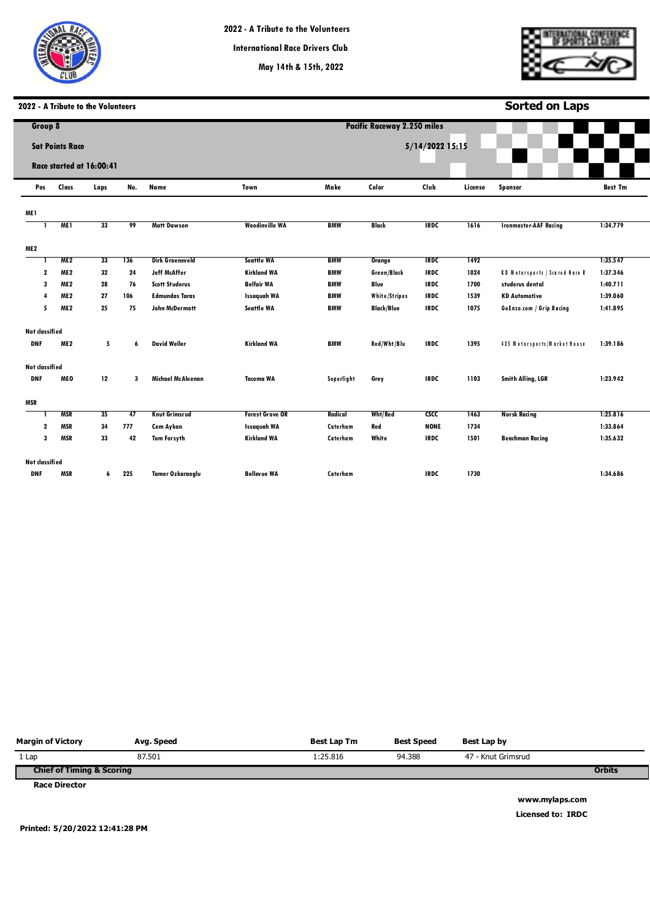2022 - A Tribute to the Volunteers

International Race Drivers Club

May 14th & 15th, 2022

## 2022 - A Tribute to the Volunteers

**Sorted on Laps**

**Group 8**

**Sat Points Race**

**Race started at 16:00:41**

Pacific Raceway 2.250 miles

5/14/2022 15:15

| Pos | Class | Laps | No. | Name | Town | Make | Color | Club | License | Sponsor | Best Tm |
|---|---|---|---|---|---|---|---|---|---|---|---|
| **ME1** | | | | | | | | | | | |
| 1 | ME1 | 33 | 99 | Matt Dawson | Woodinville WA | BMW | Black | IRDC | 1616 | Ironmaster-AAF Racing | 1:34.779 |
| **ME2** | | | | | | | | | | | |
| 1 | ME2 | 33 | 136 | Dirk Groeneveld | Seattle WA | BMW | Orange | IRDC | 1492 | | 1:35.547 |
| 2 | ME2 | 32 | 24 | Jeff McAffer | Kirkland WA | BMW | Green/Black | IRDC | 1024 | KD Motorsports / Scared Hare R | 1:37.346 |
| 3 | ME2 | 28 | 76 | Scott Studerus | Belfair WA | BMW | Blue | IRDC | 1700 | studerus dental | 1:40.711 |
| 4 | ME2 | 27 | 106 | Edmundas Taras | Issaquah WA | BMW | White/Stripes | IRDC | 1539 | KD Automotive | 1:39.060 |
| 5 | ME2 | 25 | 75 | John McDermott | Seattle WA | BMW | Black/Blue | IRDC | 1075 | GoEnzo.com / Grip Racing | 1:41.895 |
| **Not classified** | | | | | | | | | | | |
| DNF | ME2 | 5 | 6 | David Weller | Kirkland WA | BMW | Red/Wht/Blu | IRDC | 1395 | 425 Motorsports/Market House | 1:39.186 |
| **Not classified** | | | | | | | | | | | |
| DNF | MEO | 12 | 3 | Michael McAleenan | Tacoma WA | Superlight | Grey | IRDC | 1103 | Smith Alling, LGR | 1:23.942 |
| **MSR** | | | | | | | | | | | |
| 1 | MSR | 35 | 47 | Knut Grimsrud | Forest Grove OR | Radical | Wht/Red | CSCC | 1463 | Norsk Racing | 1:25.816 |
| 2 | MSR | 34 | 777 | Cem Aykan | Issaquah WA | Caterham | Red | NONE | 1734 | | 1:33.864 |
| 3 | MSR | 33 | 42 | Tom Forsyth | Kirkland WA | Caterham | White | IRDC | 1501 | Beachman Racing | 1:35.632 |
| **Not classified** | | | | | | | | | | | |
| DNF | MSR | 6 | 225 | Tamer Ozkaraoglu | Bellevue WA | Caterham | | IRDC | 1730 | | 1:34.686 |

| Margin of Victory | Avg. Speed | Best Lap Tm | Best Speed | Best Lap by |
|---|---|---|---|---|
| 1 Lap | 87.501 | 1:25.816 | 94.388 | 47 - Knut Grimsrud |

**Chief of Timing & Scoring** — **Orbits**

**Race Director**

**www.mylaps.com**

**Licensed to: IRDC**

**Printed: 5/20/2022 12:41:28 PM**